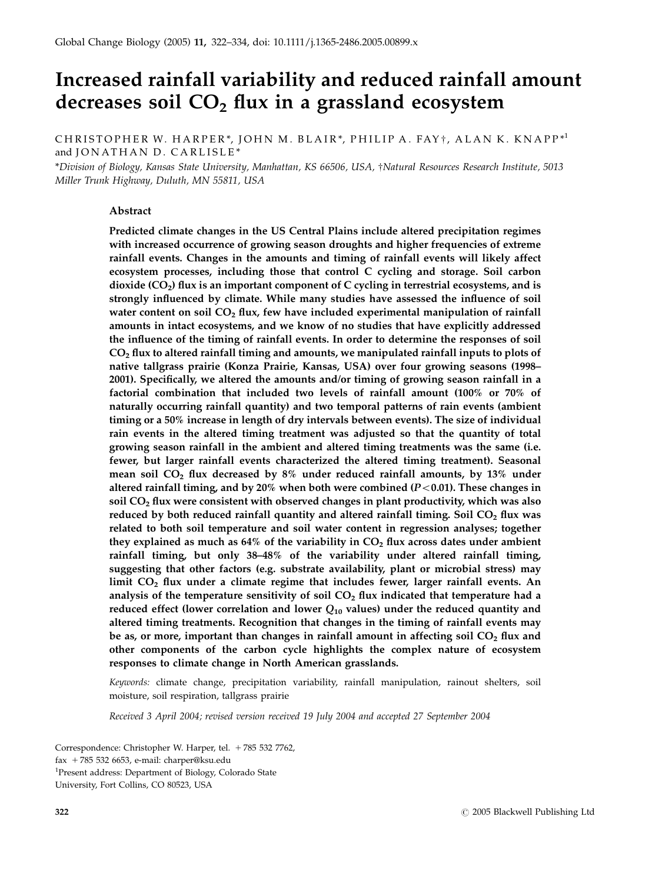# Increased rainfall variability and reduced rainfall amount decreases soil $CO_2$ flux in a grassland ecosystem

CHRISTOPHER W. HARPER*, JOHN M. BLAIR*, PHILIP A. FAY†, ALAN K. KNAPP*[1] and JONATHAN D. CARLISLE*

*Division of Biology, Kansas State University, Manhattan, KS 66506, USA, †Natural Resources Research Institute, 5013 Miller Trunk Highway, Duluth, MN 55811, USA

## Abstract

**Predicted climate changes in the US Central Plains include altered precipitation regimes with increased occurrence of growing season droughts and higher frequencies of extreme rainfall events. Changes in the amounts and timing of rainfall events will likely affect ecosystem processes, including those that control C cycling and storage. Soil carbon dioxide ($CO_2$) flux is an important component of C cycling in terrestrial ecosystems, and is strongly influenced by climate. While many studies have assessed the influence of soil water content on soil $CO_2$ flux, few have included experimental manipulation of rainfall amounts in intact ecosystems, and we know of no studies that have explicitly addressed the influence of the timing of rainfall events. In order to determine the responses of soil $CO_2$ flux to altered rainfall timing and amounts, we manipulated rainfall inputs to plots of native tallgrass prairie (Konza Prairie, Kansas, USA) over four growing seasons (1998–2001). Specifically, we altered the amounts and/or timing of growing season rainfall in a factorial combination that included two levels of rainfall amount (100% or 70% of naturally occurring rainfall quantity) and two temporal patterns of rain events (ambient timing or a 50% increase in length of dry intervals between events). The size of individual rain events in the altered timing treatment was adjusted so that the quantity of total growing season rainfall in the ambient and altered timing treatments was the same (i.e. fewer, but larger rainfall events characterized the altered timing treatment). Seasonal mean soil $CO_2$ flux decreased by 8% under reduced rainfall amounts, by 13% under altered rainfall timing, and by 20% when both were combined ($P < 0.01$). These changes in soil $CO_2$ flux were consistent with observed changes in plant productivity, which was also reduced by both reduced rainfall quantity and altered rainfall timing. Soil $CO_2$ flux was related to both soil temperature and soil water content in regression analyses; together they explained as much as 64% of the variability in $CO_2$ flux across dates under ambient rainfall timing, but only 38–48% of the variability under altered rainfall timing, suggesting that other factors (e.g. substrate availability, plant or microbial stress) may limit $CO_2$ flux under a climate regime that includes fewer, larger rainfall events. An analysis of the temperature sensitivity of soil $CO_2$ flux indicated that temperature had a reduced effect (lower correlation and lower $Q_{10}$ values) under the reduced quantity and altered timing treatments. Recognition that changes in the timing of rainfall events may be as, or more, important than changes in rainfall amount in affecting soil $CO_2$ flux and other components of the carbon cycle highlights the complex nature of ecosystem responses to climate change in North American grasslands.**

*Keywords:* climate change, precipitation variability, rainfall manipulation, rainout shelters, soil moisture, soil respiration, tallgrass prairie

*Received 3 April 2004; revised version received 19 July 2004 and accepted 27 September 2004*

Correspondence: Christopher W. Harper, tel. +785 532 7762, fax +785 532 6653, e-mail: charper@ksu.edu

[1]Present address: Department of Biology, Colorado State University, Fort Collins, CO 80523, USA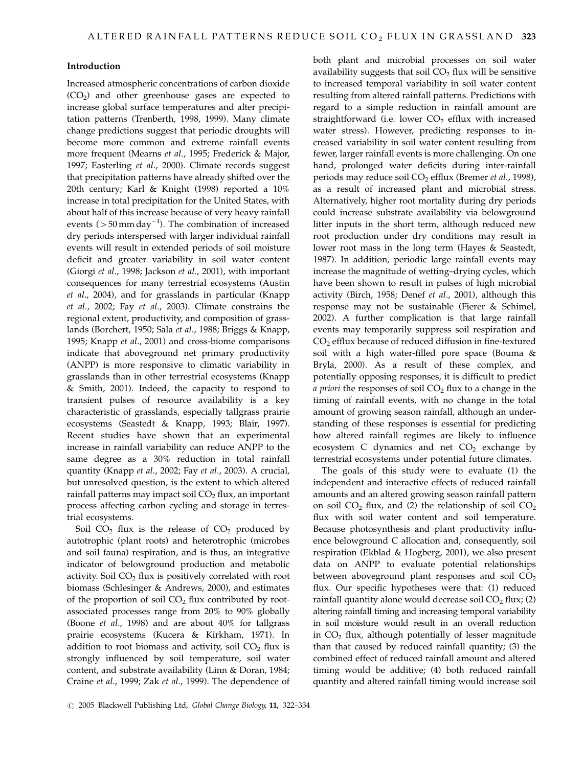## Introduction

Increased atmospheric concentrations of carbon dioxide ($CO_2$) and other greenhouse gases are expected to increase global surface temperatures and alter precipitation patterns (Trenberth, 1998, 1999). Many climate change predictions suggest that periodic droughts will become more common and extreme rainfall events more frequent (Mearns *et al*., 1995; Frederick & Major, 1997; Easterling *et al*., 2000). Climate records suggest that precipitation patterns have already shifted over the 20th century; Karl & Knight (1998) reported a 10% increase in total precipitation for the United States, with about half of this increase because of very heavy rainfall events ($>50\,\mathrm{mm\,day^{-1}}$). The combination of increased dry periods interspersed with larger individual rainfall events will result in extended periods of soil moisture deficit and greater variability in soil water content (Giorgi *et al*., 1998; Jackson *et al*., 2001), with important consequences for many terrestrial ecosystems (Austin *et al*., 2004), and for grasslands in particular (Knapp *et al*., 2002; Fay *et al*., 2003). Climate constrains the regional extent, productivity, and composition of grasslands (Borchert, 1950; Sala *et al*., 1988; Briggs & Knapp, 1995; Knapp *et al*., 2001) and cross-biome comparisons indicate that aboveground net primary productivity (ANPP) is more responsive to climatic variability in grasslands than in other terrestrial ecosystems (Knapp & Smith, 2001). Indeed, the capacity to respond to transient pulses of resource availability is a key characteristic of grasslands, especially tallgrass prairie ecosystems (Seastedt & Knapp, 1993; Blair, 1997). Recent studies have shown that an experimental increase in rainfall variability can reduce ANPP to the same degree as a 30% reduction in total rainfall quantity (Knapp *et al*., 2002; Fay *et al*., 2003). A crucial, but unresolved question, is the extent to which altered rainfall patterns may impact soil $CO_2$ flux, an important process affecting carbon cycling and storage in terrestrial ecosystems.

Soil $CO_2$ flux is the release of $CO_2$ produced by autotrophic (plant roots) and heterotrophic (microbes and soil fauna) respiration, and is thus, an integrative indicator of belowground production and metabolic activity. Soil $CO_2$ flux is positively correlated with root biomass (Schlesinger & Andrews, 2000), and estimates of the proportion of soil $CO_2$ flux contributed by root-associated processes range from 20% to 90% globally (Boone *et al*., 1998) and are about 40% for tallgrass prairie ecosystems (Kucera & Kirkham, 1971). In addition to root biomass and activity, soil $CO_2$ flux is strongly influenced by soil temperature, soil water content, and substrate availability (Linn & Doran, 1984; Craine *et al*., 1999; Zak *et al*., 1999). The dependence of both plant and microbial processes on soil water availability suggests that soil $CO_2$ flux will be sensitive to increased temporal variability in soil water content resulting from altered rainfall patterns. Predictions with regard to a simple reduction in rainfall amount are straightforward (i.e. lower $CO_2$ efflux with increased water stress). However, predicting responses to increased variability in soil water content resulting from fewer, larger rainfall events is more challenging. On one hand, prolonged water deficits during inter-rainfall periods may reduce soil $CO_2$ efflux (Bremer *et al*., 1998), as a result of increased plant and microbial stress. Alternatively, higher root mortality during dry periods could increase substrate availability via belowground litter inputs in the short term, although reduced new root production under dry conditions may result in lower root mass in the long term (Hayes & Seastedt, 1987). In addition, periodic large rainfall events may increase the magnitude of wetting–drying cycles, which have been shown to result in pulses of high microbial activity (Birch, 1958; Denef *et al*., 2001), although this response may not be sustainable (Fierer & Schimel, 2002). A further complication is that large rainfall events may temporarily suppress soil respiration and $CO_2$ efflux because of reduced diffusion in fine-textured soil with a high water-filled pore space (Bouma & Bryla, 2000). As a result of these complex, and potentially opposing responses, it is difficult to predict *a priori* the responses of soil $CO_2$ flux to a change in the timing of rainfall events, with no change in the total amount of growing season rainfall, although an understanding of these responses is essential for predicting how altered rainfall regimes are likely to influence ecosystem C dynamics and net $CO_2$ exchange by terrestrial ecosystems under potential future climates.

The goals of this study were to evaluate (1) the independent and interactive effects of reduced rainfall amounts and an altered growing season rainfall pattern on soil $CO_2$ flux, and (2) the relationship of soil $CO_2$ flux with soil water content and soil temperature. Because photosynthesis and plant productivity influence belowground C allocation and, consequently, soil respiration (Ekblad & Hogberg, 2001), we also present data on ANPP to evaluate potential relationships between aboveground plant responses and soil $CO_2$ flux. Our specific hypotheses were that: (1) reduced rainfall quantity alone would decrease soil $CO_2$ flux; (2) altering rainfall timing and increasing temporal variability in soil moisture would result in an overall reduction in $CO_2$ flux, although potentially of lesser magnitude than that caused by reduced rainfall quantity; (3) the combined effect of reduced rainfall amount and altered timing would be additive; (4) both reduced rainfall quantity and altered rainfall timing would increase soil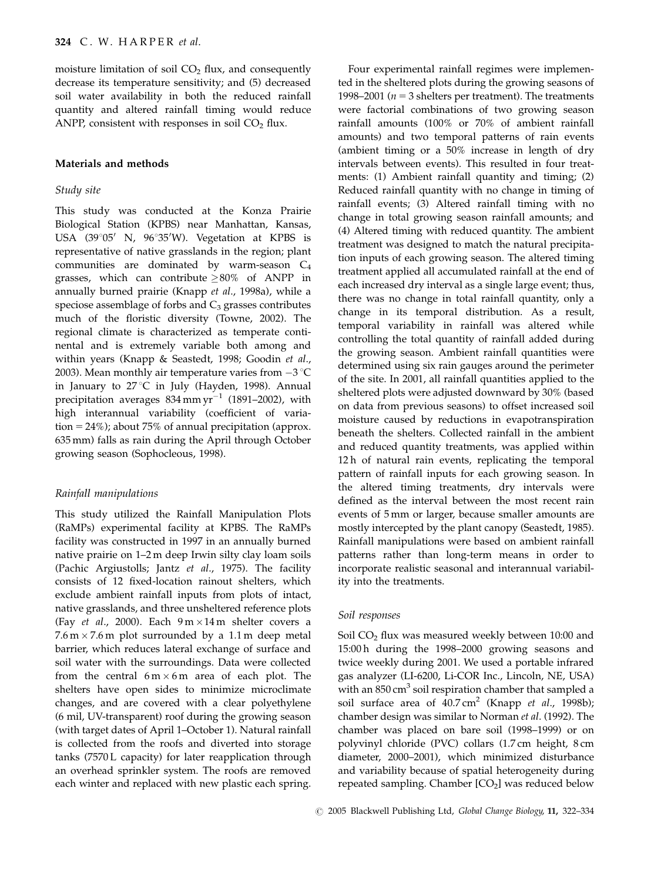moisture limitation of soil $CO_2$ flux, and consequently decrease its temperature sensitivity; and (5) decreased soil water availability in both the reduced rainfall quantity and altered rainfall timing would reduce ANPP, consistent with responses in soil $CO_2$ flux.

## Materials and methods

### Study site

This study was conducted at the Konza Prairie Biological Station (KPBS) near Manhattan, Kansas, USA (39°05′ N, 96°35′W). Vegetation at KPBS is representative of native grasslands in the region; plant communities are dominated by warm-season $C_4$ grasses, which can contribute ≥80% of ANPP in annually burned prairie (Knapp *et al*., 1998a), while a speciose assemblage of forbs and $C_3$ grasses contributes much of the floristic diversity (Towne, 2002). The regional climate is characterized as temperate continental and is extremely variable both among and within years (Knapp & Seastedt, 1998; Goodin *et al*., 2003). Mean monthly air temperature varies from −3 °C in January to 27 °C in July (Hayden, 1998). Annual precipitation averages 834 mm $yr^{-1}$ (1891–2002), with high interannual variability (coefficient of variation = 24%); about 75% of annual precipitation (approx. 635 mm) falls as rain during the April through October growing season (Sophocleous, 1998).

### Rainfall manipulations

This study utilized the Rainfall Manipulation Plots (RaMPs) experimental facility at KPBS. The RaMPs facility was constructed in 1997 in an annually burned native prairie on 1–2 m deep Irwin silty clay loam soils (Pachic Argiustolls; Jantz *et al*., 1975). The facility consists of 12 fixed-location rainout shelters, which exclude ambient rainfall inputs from plots of intact, native grasslands, and three unsheltered reference plots (Fay *et al*., 2000). Each 9 m × 14 m shelter covers a 7.6 m × 7.6 m plot surrounded by a 1.1 m deep metal barrier, which reduces lateral exchange of surface and soil water with the surroundings. Data were collected from the central 6 m × 6 m area of each plot. The shelters have open sides to minimize microclimate changes, and are covered with a clear polyethylene (6 mil, UV-transparent) roof during the growing season (with target dates of April 1–October 1). Natural rainfall is collected from the roofs and diverted into storage tanks (7570 L capacity) for later reapplication through an overhead sprinkler system. The roofs are removed each winter and replaced with new plastic each spring.

Four experimental rainfall regimes were implemented in the sheltered plots during the growing seasons of 1998–2001 ($n = 3$ shelters per treatment). The treatments were factorial combinations of two growing season rainfall amounts (100% or 70% of ambient rainfall amounts) and two temporal patterns of rain events (ambient timing or a 50% increase in length of dry intervals between events). This resulted in four treatments: (1) Ambient rainfall quantity and timing; (2) Reduced rainfall quantity with no change in timing of rainfall events; (3) Altered rainfall timing with no change in total growing season rainfall amounts; and (4) Altered timing with reduced quantity. The ambient treatment was designed to match the natural precipitation inputs of each growing season. The altered timing treatment applied all accumulated rainfall at the end of each increased dry interval as a single large event; thus, there was no change in total rainfall quantity, only a change in its temporal distribution. As a result, temporal variability in rainfall was altered while controlling the total quantity of rainfall added during the growing season. Ambient rainfall quantities were determined using six rain gauges around the perimeter of the site. In 2001, all rainfall quantities applied to the sheltered plots were adjusted downward by 30% (based on data from previous seasons) to offset increased soil moisture caused by reductions in evapotranspiration beneath the shelters. Collected rainfall in the ambient and reduced quantity treatments, was applied within 12 h of natural rain events, replicating the temporal pattern of rainfall inputs for each growing season. In the altered timing treatments, dry intervals were defined as the interval between the most recent rain events of 5 mm or larger, because smaller amounts are mostly intercepted by the plant canopy (Seastedt, 1985). Rainfall manipulations were based on ambient rainfall patterns rather than long-term means in order to incorporate realistic seasonal and interannual variability into the treatments.

### Soil responses

Soil $CO_2$ flux was measured weekly between 10:00 and 15:00 h during the 1998–2000 growing seasons and twice weekly during 2001. We used a portable infrared gas analyzer (LI-6200, Li-COR Inc., Lincoln, NE, USA) with an 850 $cm^3$ soil respiration chamber that sampled a soil surface area of 40.7 $cm^2$ (Knapp *et al*., 1998b); chamber design was similar to Norman *et al*. (1992). The chamber was placed on bare soil (1998–1999) or on polyvinyl chloride (PVC) collars (1.7 cm height, 8 cm diameter, 2000–2001), which minimized disturbance and variability because of spatial heterogeneity during repeated sampling. Chamber [$CO_2$] was reduced below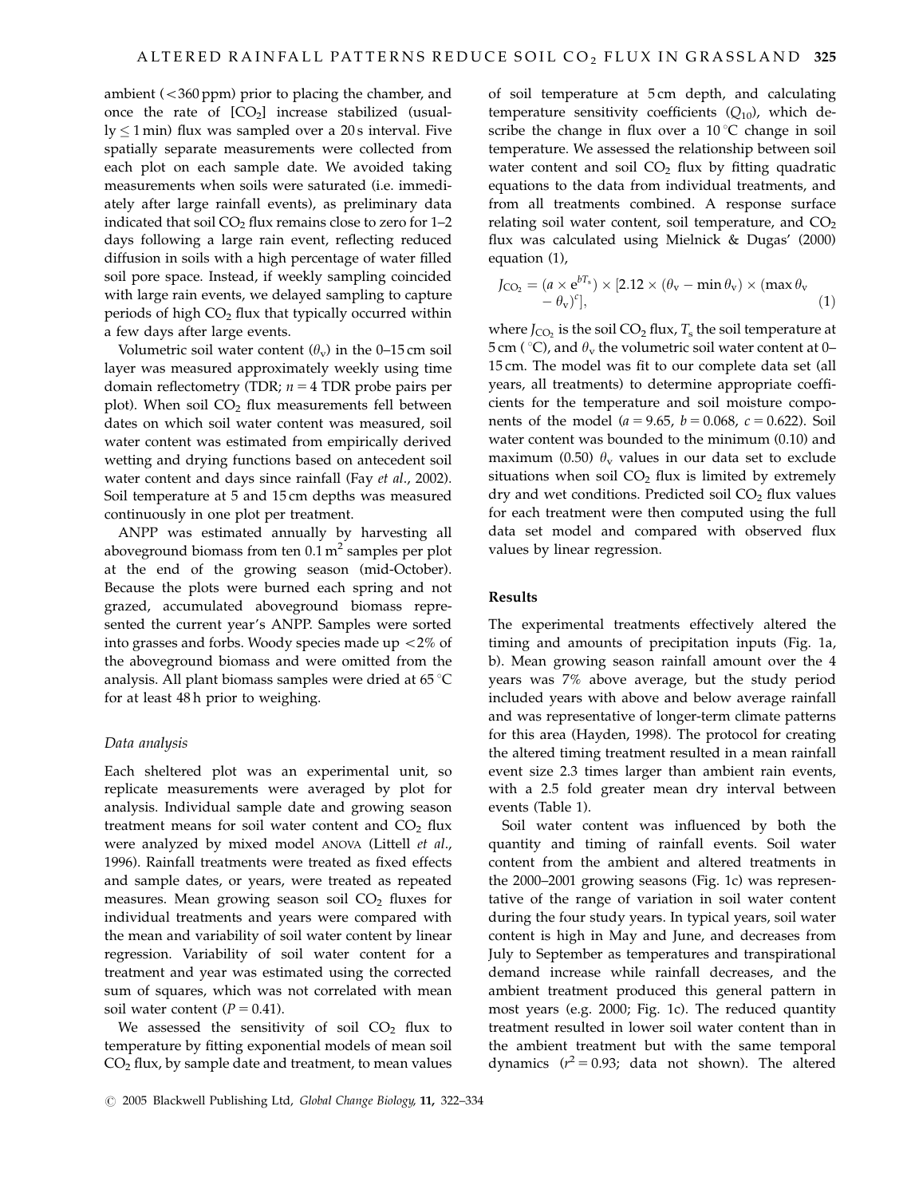ambient (<360 ppm) prior to placing the chamber, and once the rate of $[CO_2]$ increase stabilized (usually ≤ 1 min) flux was sampled over a 20 s interval. Five spatially separate measurements were collected from each plot on each sample date. We avoided taking measurements when soils were saturated (i.e. immediately after large rainfall events), as preliminary data indicated that soil $CO_2$ flux remains close to zero for 1–2 days following a large rain event, reflecting reduced diffusion in soils with a high percentage of water filled soil pore space. Instead, if weekly sampling coincided with large rain events, we delayed sampling to capture periods of high $CO_2$ flux that typically occurred within a few days after large events.

Volumetric soil water content ($\theta_v$) in the 0–15 cm soil layer was measured approximately weekly using time domain reflectometry (TDR; $n = 4$ TDR probe pairs per plot). When soil $CO_2$ flux measurements fell between dates on which soil water content was measured, soil water content was estimated from empirically derived wetting and drying functions based on antecedent soil water content and days since rainfall (Fay *et al*., 2002). Soil temperature at 5 and 15 cm depths was measured continuously in one plot per treatment.

ANPP was estimated annually by harvesting all aboveground biomass from ten 0.1 $m^2$ samples per plot at the end of the growing season (mid-October). Because the plots were burned each spring and not grazed, accumulated aboveground biomass represented the current year's ANPP. Samples were sorted into grasses and forbs. Woody species made up <2% of the aboveground biomass and were omitted from the analysis. All plant biomass samples were dried at 65 °C for at least 48 h prior to weighing.

### *Data analysis*

Each sheltered plot was an experimental unit, so replicate measurements were averaged by plot for analysis. Individual sample date and growing season treatment means for soil water content and $CO_2$ flux were analyzed by mixed model ANOVA (Littell *et al*., 1996). Rainfall treatments were treated as fixed effects and sample dates, or years, were treated as repeated measures. Mean growing season soil $CO_2$ fluxes for individual treatments and years were compared with the mean and variability of soil water content by linear regression. Variability of soil water content for a treatment and year was estimated using the corrected sum of squares, which was not correlated with mean soil water content ($P = 0.41$).

We assessed the sensitivity of soil $CO_2$ flux to temperature by fitting exponential models of mean soil $CO_2$ flux, by sample date and treatment, to mean values of soil temperature at 5 cm depth, and calculating temperature sensitivity coefficients ($Q_{10}$), which describe the change in flux over a 10 °C change in soil temperature. We assessed the relationship between soil water content and soil $CO_2$ flux by fitting quadratic equations to the data from individual treatments, and from all treatments combined. A response surface relating soil water content, soil temperature, and $CO_2$ flux was calculated using Mielnick & Dugas' (2000) equation (1),

$$J_{CO_2} = (a \times e^{bT_s}) \times [2.12 \times (\theta_v - \min\theta_v) \times (\max\theta_v - \theta_v)^c], \tag{1}$$

where $J_{CO_2}$ is the soil $CO_2$ flux, $T_s$ the soil temperature at 5 cm (°C), and $\theta_v$ the volumetric soil water content at 0–15 cm. The model was fit to our complete data set (all years, all treatments) to determine appropriate coefficients for the temperature and soil moisture components of the model ($a = 9.65$, $b = 0.068$, $c = 0.622$). Soil water content was bounded to the minimum (0.10) and maximum (0.50) $\theta_v$ values in our data set to exclude situations when soil $CO_2$ flux is limited by extremely dry and wet conditions. Predicted soil $CO_2$ flux values for each treatment were then computed using the full data set model and compared with observed flux values by linear regression.

## Results

The experimental treatments effectively altered the timing and amounts of precipitation inputs (Fig. 1a, b). Mean growing season rainfall amount over the 4 years was 7% above average, but the study period included years with above and below average rainfall and was representative of longer-term climate patterns for this area (Hayden, 1998). The protocol for creating the altered timing treatment resulted in a mean rainfall event size 2.3 times larger than ambient rain events, with a 2.5 fold greater mean dry interval between events (Table 1).

Soil water content was influenced by both the quantity and timing of rainfall events. Soil water content from the ambient and altered treatments in the 2000–2001 growing seasons (Fig. 1c) was representative of the range of variation in soil water content during the four study years. In typical years, soil water content is high in May and June, and decreases from July to September as temperatures and transpirational demand increase while rainfall decreases, and the ambient treatment produced this general pattern in most years (e.g. 2000; Fig. 1c). The reduced quantity treatment resulted in lower soil water content than in the ambient treatment but with the same temporal dynamics ($r^2 = 0.93$; data not shown). The altered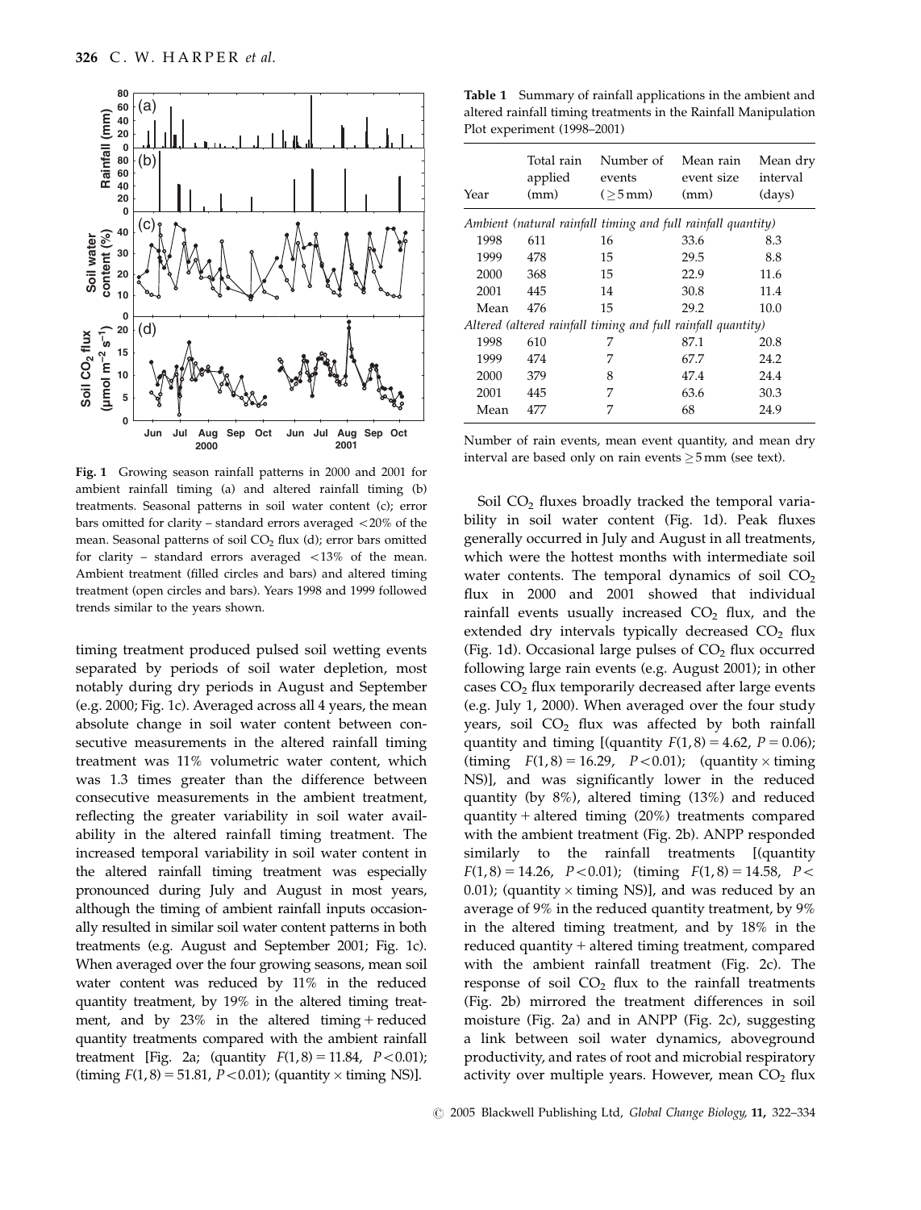Fig. 1 Growing season rainfall patterns in 2000 and 2001 for ambient rainfall timing (a) and altered rainfall timing (b) treatments. Seasonal patterns in soil water content (c); error bars omitted for clarity – standard errors averaged <20% of the mean. Seasonal patterns of soil $CO_2$ flux (d); error bars omitted for clarity – standard errors averaged <13% of the mean. Ambient treatment (filled circles and bars) and altered timing treatment (open circles and bars). Years 1998 and 1999 followed trends similar to the years shown.

timing treatment produced pulsed soil wetting events separated by periods of soil water depletion, most notably during dry periods in August and September (e.g. 2000; Fig. 1c). Averaged across all 4 years, the mean absolute change in soil water content between consecutive measurements in the altered rainfall timing treatment was 11% volumetric water content, which was 1.3 times greater than the difference between consecutive measurements in the ambient treatment, reflecting the greater variability in soil water availability in the altered rainfall timing treatment. The increased temporal variability in soil water content in the altered rainfall timing treatment was especially pronounced during July and August in most years, although the timing of ambient rainfall inputs occasionally resulted in similar soil water content patterns in both treatments (e.g. August and September 2001; Fig. 1c). When averaged over the four growing seasons, mean soil water content was reduced by 11% in the reduced quantity treatment, by 19% in the altered timing treatment, and by 23% in the altered timing + reduced quantity treatments compared with the ambient rainfall treatment [Fig. 2a; (quantity $F(1, 8) = 11.84$, $P < 0.01$); (timing $F(1, 8) = 51.81$, $P < 0.01$); (quantity × timing NS)].

**Table 1** Summary of rainfall applications in the ambient and altered rainfall timing treatments in the Rainfall Manipulation Plot experiment (1998–2001)

| Year | Total rain applied (mm) | Number of events ($\geq$5 mm) | Mean rain event size (mm) | Mean dry interval (days) |
|---|---|---|---|---|
| *Ambient (natural rainfall timing and full rainfall quantity)* | | | | |
| 1998 | 611 | 16 | 33.6 | 8.3 |
| 1999 | 478 | 15 | 29.5 | 8.8 |
| 2000 | 368 | 15 | 22.9 | 11.6 |
| 2001 | 445 | 14 | 30.8 | 11.4 |
| Mean | 476 | 15 | 29.2 | 10.0 |
| *Altered (altered rainfall timing and full rainfall quantity)* | | | | |
| 1998 | 610 | 7 | 87.1 | 20.8 |
| 1999 | 474 | 7 | 67.7 | 24.2 |
| 2000 | 379 | 8 | 47.4 | 24.4 |
| 2001 | 445 | 7 | 63.6 | 30.3 |
| Mean | 477 | 7 | 68 | 24.9 |

Number of rain events, mean event quantity, and mean dry interval are based only on rain events $\geq$5 mm (see text).

Soil $CO_2$ fluxes broadly tracked the temporal variability in soil water content (Fig. 1d). Peak fluxes generally occurred in July and August in all treatments, which were the hottest months with intermediate soil water contents. The temporal dynamics of soil $CO_2$ flux in 2000 and 2001 showed that individual rainfall events usually increased $CO_2$ flux, and the extended dry intervals typically decreased $CO_2$ flux (Fig. 1d). Occasional large pulses of $CO_2$ flux occurred following large rain events (e.g. August 2001); in other cases $CO_2$ flux temporarily decreased after large events (e.g. July 1, 2000). When averaged over the four study years, soil $CO_2$ flux was affected by both rainfall quantity and timing [(quantity $F(1, 8) = 4.62$, $P = 0.06$); (timing $F(1, 8) = 16.29$, $P < 0.01$); (quantity × timing NS)], and was significantly lower in the reduced quantity (by 8%), altered timing (13%) and reduced quantity + altered timing (20%) treatments compared with the ambient treatment (Fig. 2b). ANPP responded similarly to the rainfall treatments [(quantity $F(1, 8) = 14.26$, $P < 0.01$); (timing $F(1, 8) = 14.58$, $P < 0.01$); (quantity × timing NS)], and was reduced by an average of 9% in the reduced quantity treatment, by 9% in the altered timing treatment, and by 18% in the reduced quantity + altered timing treatment, compared with the ambient rainfall treatment (Fig. 2c). The response of soil $CO_2$ flux to the rainfall treatments (Fig. 2b) mirrored the treatment differences in soil moisture (Fig. 2a) and in ANPP (Fig. 2c), suggesting a link between soil water dynamics, aboveground productivity, and rates of root and microbial respiratory activity over multiple years. However, mean $CO_2$ flux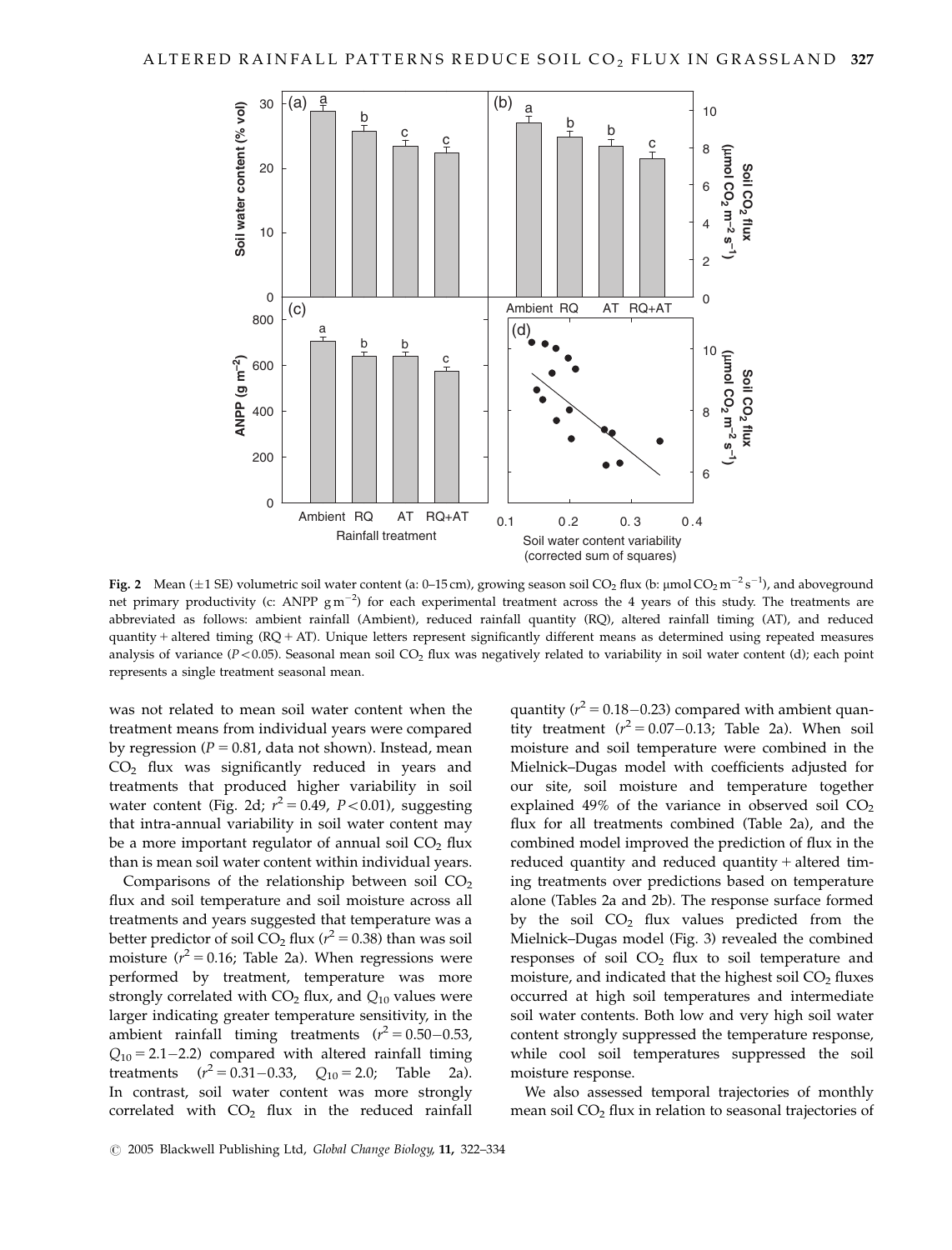**Fig. 2** Mean (±1 SE) volumetric soil water content (a: 0–15 cm), growing season soil $CO_2$ flux (b: $\mu mol\ CO_2\ m^{-2}\ s^{-1}$), and aboveground net primary productivity (c: ANPP $g\ m^{-2}$) for each experimental treatment across the 4 years of this study. The treatments are abbreviated as follows: ambient rainfall (Ambient), reduced rainfall quantity (RQ), altered rainfall timing (AT), and reduced quantity + altered timing (RQ + AT). Unique letters represent significantly different means as determined using repeated measures analysis of variance ($P < 0.05$). Seasonal mean soil $CO_2$ flux was negatively related to variability in soil water content (d); each point represents a single treatment seasonal mean.

was not related to mean soil water content when the treatment means from individual years were compared by regression ($P = 0.81$, data not shown). Instead, mean $CO_2$ flux was significantly reduced in years and treatments that produced higher variability in soil water content (Fig. 2d; $r^2 = 0.49$, $P < 0.01$), suggesting that intra-annual variability in soil water content may be a more important regulator of annual soil $CO_2$ flux than is mean soil water content within individual years.

Comparisons of the relationship between soil $CO_2$ flux and soil temperature and soil moisture across all treatments and years suggested that temperature was a better predictor of soil $CO_2$ flux ($r^2 = 0.38$) than was soil moisture ($r^2 = 0.16$; Table 2a). When regressions were performed by treatment, temperature was more strongly correlated with $CO_2$ flux, and $Q_{10}$ values were larger indicating greater temperature sensitivity, in the ambient rainfall timing treatments ($r^2 = 0.50–0.53$, $Q_{10} = 2.1–2.2$) compared with altered rainfall timing treatments ($r^2 = 0.31–0.33$, $Q_{10} = 2.0$; Table 2a). In contrast, soil water content was more strongly correlated with $CO_2$ flux in the reduced rainfall quantity ($r^2 = 0.18–0.23$) compared with ambient quantity treatment ($r^2 = 0.07–0.13$; Table 2a). When soil moisture and soil temperature were combined in the Mielnick–Dugas model with coefficients adjusted for our site, soil moisture and temperature together explained 49% of the variance in observed soil $CO_2$ flux for all treatments combined (Table 2a), and the combined model improved the prediction of flux in the reduced quantity and reduced quantity + altered timing treatments over predictions based on temperature alone (Tables 2a and 2b). The response surface formed by the soil $CO_2$ flux values predicted from the Mielnick–Dugas model (Fig. 3) revealed the combined responses of soil $CO_2$ flux to soil temperature and moisture, and indicated that the highest soil $CO_2$ fluxes occurred at high soil temperatures and intermediate soil water contents. Both low and very high soil water content strongly suppressed the temperature response, while cool soil temperatures suppressed the soil moisture response.

We also assessed temporal trajectories of monthly mean soil $CO_2$ flux in relation to seasonal trajectories of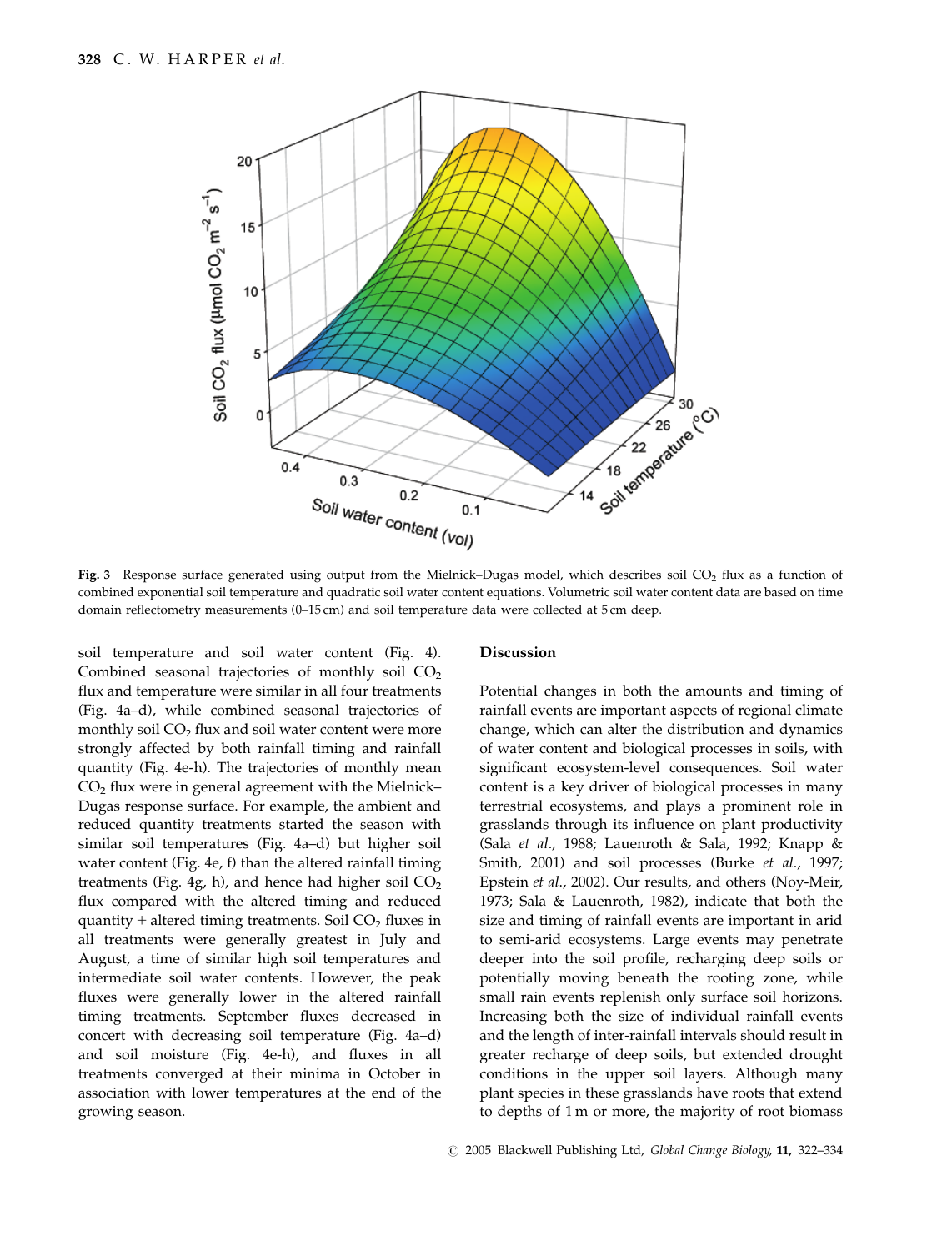**Fig. 3** Response surface generated using output from the Mielnick–Dugas model, which describes soil $CO_2$ flux as a function of combined exponential soil temperature and quadratic soil water content equations. Volumetric soil water content data are based on time domain reflectometry measurements (0–15 cm) and soil temperature data were collected at 5 cm deep.

soil temperature and soil water content (Fig. 4). Combined seasonal trajectories of monthly soil $CO_2$ flux and temperature were similar in all four treatments (Fig. 4a–d), while combined seasonal trajectories of monthly soil $CO_2$ flux and soil water content were more strongly affected by both rainfall timing and rainfall quantity (Fig. 4e-h). The trajectories of monthly mean $CO_2$ flux were in general agreement with the Mielnick–Dugas response surface. For example, the ambient and reduced quantity treatments started the season with similar soil temperatures (Fig. 4a–d) but higher soil water content (Fig. 4e, f) than the altered rainfall timing treatments (Fig. 4g, h), and hence had higher soil $CO_2$ flux compared with the altered timing and reduced quantity + altered timing treatments. Soil $CO_2$ fluxes in all treatments were generally greatest in July and August, a time of similar high soil temperatures and intermediate soil water contents. However, the peak fluxes were generally lower in the altered rainfall timing treatments. September fluxes decreased in concert with decreasing soil temperature (Fig. 4a–d) and soil moisture (Fig. 4e-h), and fluxes in all treatments converged at their minima in October in association with lower temperatures at the end of the growing season.

## Discussion

Potential changes in both the amounts and timing of rainfall events are important aspects of regional climate change, which can alter the distribution and dynamics of water content and biological processes in soils, with significant ecosystem-level consequences. Soil water content is a key driver of biological processes in many terrestrial ecosystems, and plays a prominent role in grasslands through its influence on plant productivity (Sala *et al*., 1988; Lauenroth & Sala, 1992; Knapp & Smith, 2001) and soil processes (Burke *et al*., 1997; Epstein *et al*., 2002). Our results, and others (Noy-Meir, 1973; Sala & Lauenroth, 1982), indicate that both the size and timing of rainfall events are important in arid to semi-arid ecosystems. Large events may penetrate deeper into the soil profile, recharging deep soils or potentially moving beneath the rooting zone, while small rain events replenish only surface soil horizons. Increasing both the size of individual rainfall events and the length of inter-rainfall intervals should result in greater recharge of deep soils, but extended drought conditions in the upper soil layers. Although many plant species in these grasslands have roots that extend to depths of 1 m or more, the majority of root biomass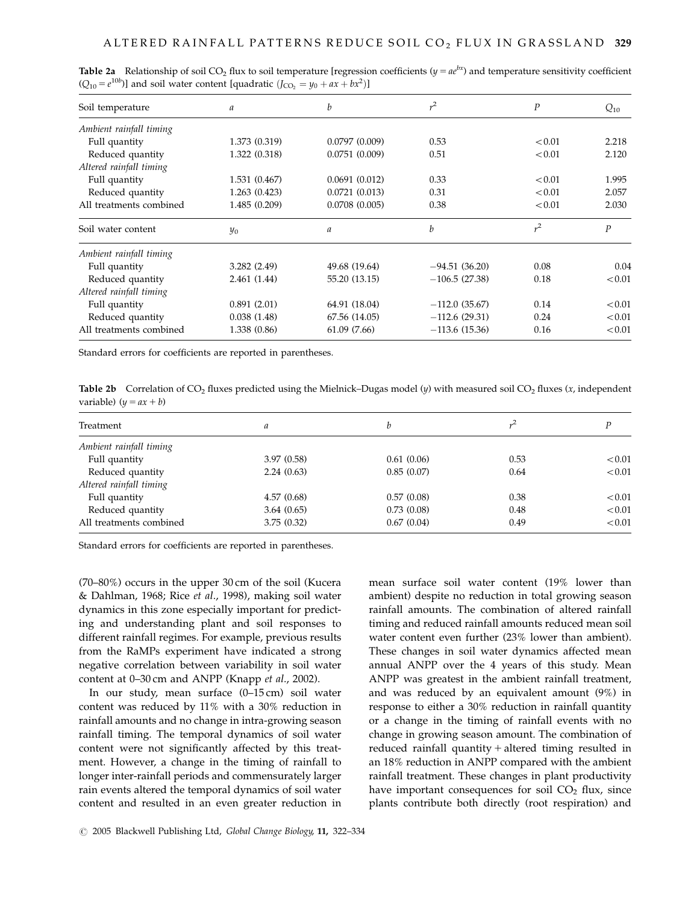**Table 2a** Relationship of soil $CO_2$ flux to soil temperature [regression coefficients ($y = ae^{bx}$) and temperature sensitivity coefficient ($Q_{10} = e^{10b}$)] and soil water content [quadratic ($J_{CO_2} = y_0 + ax + bx^2$)]

| Soil temperature | $a$ | $b$ | $r^2$ | $P$ | $Q_{10}$ |
|---|---|---|---|---|---|
| *Ambient rainfall timing* | | | | | |
| Full quantity | 1.373 (0.319) | 0.0797 (0.009) | 0.53 | <0.01 | 2.218 |
| Reduced quantity | 1.322 (0.318) | 0.0751 (0.009) | 0.51 | <0.01 | 2.120 |
| *Altered rainfall timing* | | | | | |
| Full quantity | 1.531 (0.467) | 0.0691 (0.012) | 0.33 | <0.01 | 1.995 |
| Reduced quantity | 1.263 (0.423) | 0.0721 (0.013) | 0.31 | <0.01 | 2.057 |
| All treatments combined | 1.485 (0.209) | 0.0708 (0.005) | 0.38 | <0.01 | 2.030 |
| **Soil water content** | $y_0$ | $a$ | $b$ | $r^2$ | $P$ |
| *Ambient rainfall timing* | | | | | |
| Full quantity | 3.282 (2.49) | 49.68 (19.64) | −94.51 (36.20) | 0.08 | 0.04 |
| Reduced quantity | 2.461 (1.44) | 55.20 (13.15) | −106.5 (27.38) | 0.18 | <0.01 |
| *Altered rainfall timing* | | | | | |
| Full quantity | 0.891 (2.01) | 64.91 (18.04) | −112.0 (35.67) | 0.14 | <0.01 |
| Reduced quantity | 0.038 (1.48) | 67.56 (14.05) | −112.6 (29.31) | 0.24 | <0.01 |
| All treatments combined | 1.338 (0.86) | 61.09 (7.66) | −113.6 (15.36) | 0.16 | <0.01 |

Standard errors for coefficients are reported in parentheses.

**Table 2b** Correlation of $CO_2$ fluxes predicted using the Mielnick–Dugas model ($y$) with measured soil $CO_2$ fluxes ($x$, independent variable) ($y = ax + b$)

| Treatment | $a$ | $b$ | $r^2$ | $P$ |
|---|---|---|---|---|
| *Ambient rainfall timing* | | | | |
| Full quantity | 3.97 (0.58) | 0.61 (0.06) | 0.53 | <0.01 |
| Reduced quantity | 2.24 (0.63) | 0.85 (0.07) | 0.64 | <0.01 |
| *Altered rainfall timing* | | | | |
| Full quantity | 4.57 (0.68) | 0.57 (0.08) | 0.38 | <0.01 |
| Reduced quantity | 3.64 (0.65) | 0.73 (0.08) | 0.48 | <0.01 |
| All treatments combined | 3.75 (0.32) | 0.67 (0.04) | 0.49 | <0.01 |

Standard errors for coefficients are reported in parentheses.

(70–80%) occurs in the upper 30 cm of the soil (Kucera & Dahlman, 1968; Rice *et al*., 1998), making soil water dynamics in this zone especially important for predicting and understanding plant and soil responses to different rainfall regimes. For example, previous results from the RaMPs experiment have indicated a strong negative correlation between variability in soil water content at 0–30 cm and ANPP (Knapp *et al*., 2002).

In our study, mean surface (0–15 cm) soil water content was reduced by 11% with a 30% reduction in rainfall amounts and no change in intra-growing season rainfall timing. The temporal dynamics of soil water content were not significantly affected by this treatment. However, a change in the timing of rainfall to longer inter-rainfall periods and commensurately larger rain events altered the temporal dynamics of soil water content and resulted in an even greater reduction in mean surface soil water content (19% lower than ambient) despite no reduction in total growing season rainfall amounts. The combination of altered rainfall timing and reduced rainfall amounts reduced mean soil water content even further (23% lower than ambient). These changes in soil water dynamics affected mean annual ANPP over the 4 years of this study. Mean ANPP was greatest in the ambient rainfall treatment, and was reduced by an equivalent amount (9%) in response to either a 30% reduction in rainfall quantity or a change in the timing of rainfall events with no change in growing season amount. The combination of reduced rainfall quantity + altered timing resulted in an 18% reduction in ANPP compared with the ambient rainfall treatment. These changes in plant productivity have important consequences for soil $CO_2$ flux, since plants contribute both directly (root respiration) and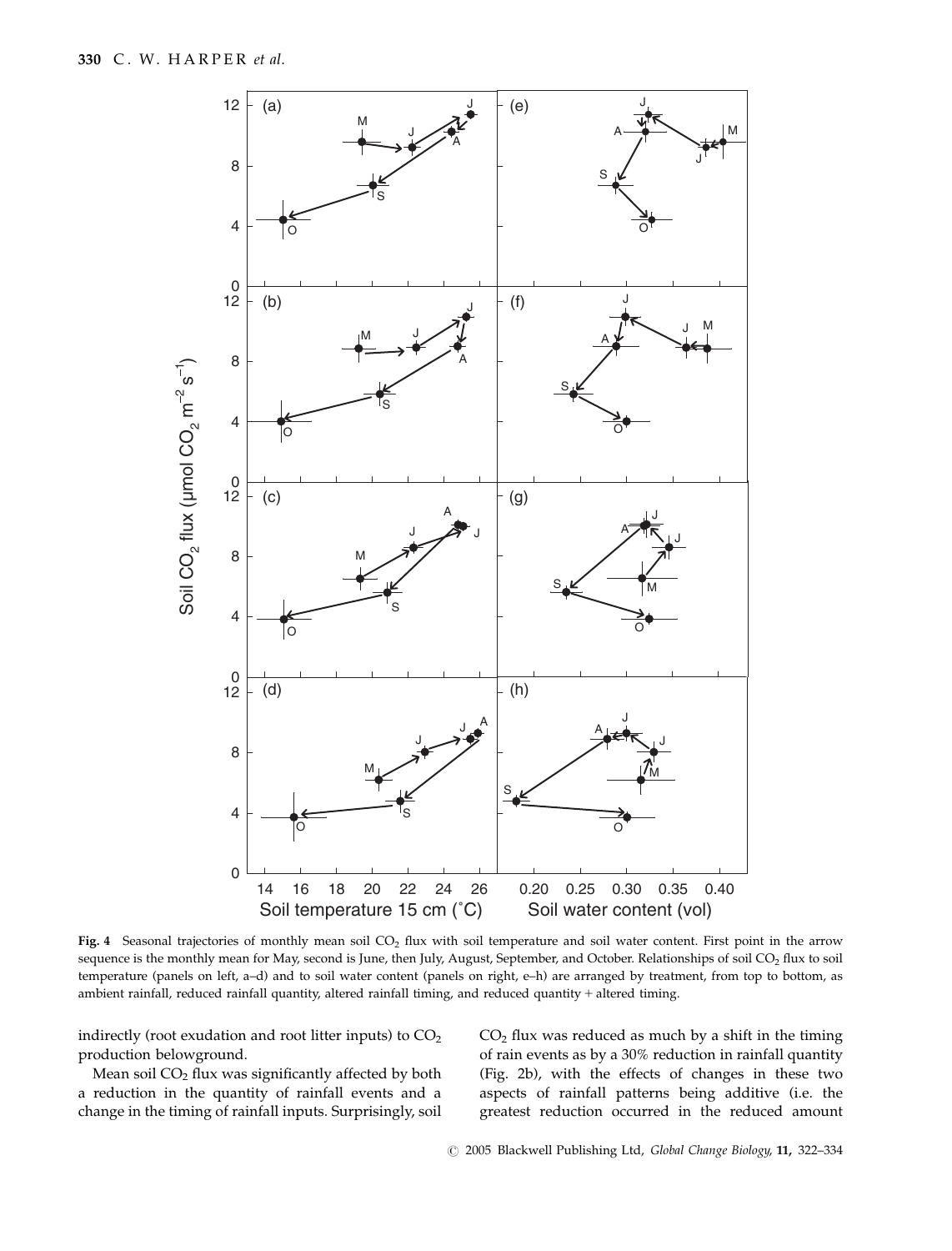**Fig. 4** Seasonal trajectories of monthly mean soil $CO_2$ flux with soil temperature and soil water content. First point in the arrow sequence is the monthly mean for May, second is June, then July, August, September, and October. Relationships of soil $CO_2$ flux to soil temperature (panels on left, a–d) and to soil water content (panels on right, e–h) are arranged by treatment, from top to bottom, as ambient rainfall, reduced rainfall quantity, altered rainfall timing, and reduced quantity + altered timing.

indirectly (root exudation and root litter inputs) to $CO_2$ production belowground.

Mean soil $CO_2$ flux was significantly affected by both a reduction in the quantity of rainfall events and a change in the timing of rainfall inputs. Surprisingly, soil $CO_2$ flux was reduced as much by a shift in the timing of rain events as by a 30% reduction in rainfall quantity (Fig. 2b), with the effects of changes in these two aspects of rainfall patterns being additive (i.e. the greatest reduction occurred in the reduced amount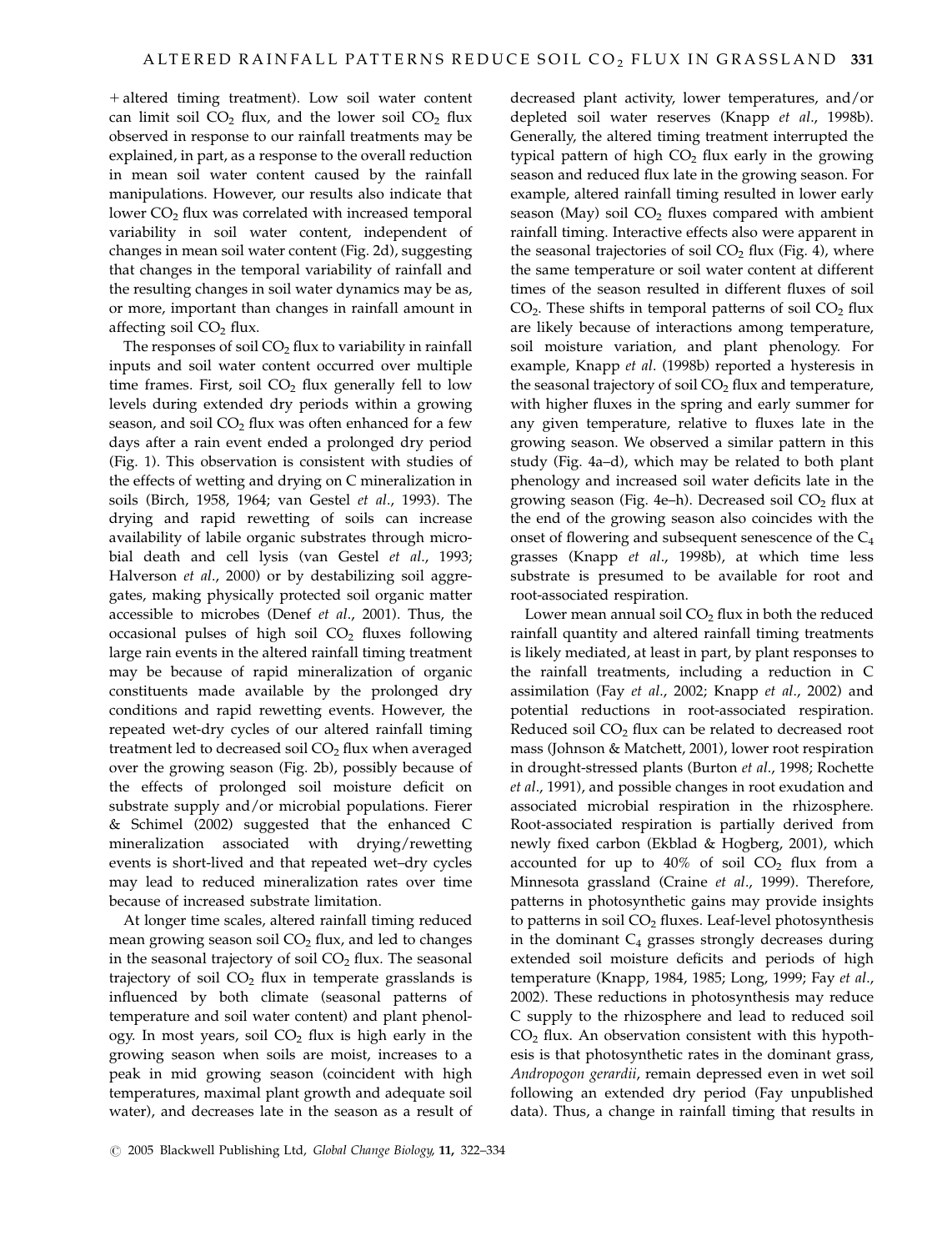+ altered timing treatment). Low soil water content can limit soil $CO_2$ flux, and the lower soil $CO_2$ flux observed in response to our rainfall treatments may be explained, in part, as a response to the overall reduction in mean soil water content caused by the rainfall manipulations. However, our results also indicate that lower $CO_2$ flux was correlated with increased temporal variability in soil water content, independent of changes in mean soil water content (Fig. 2d), suggesting that changes in the temporal variability of rainfall and the resulting changes in soil water dynamics may be as, or more, important than changes in rainfall amount in affecting soil $CO_2$ flux.

The responses of soil $CO_2$ flux to variability in rainfall inputs and soil water content occurred over multiple time frames. First, soil $CO_2$ flux generally fell to low levels during extended dry periods within a growing season, and soil $CO_2$ flux was often enhanced for a few days after a rain event ended a prolonged dry period (Fig. 1). This observation is consistent with studies of the effects of wetting and drying on C mineralization in soils (Birch, 1958, 1964; van Gestel *et al*., 1993). The drying and rapid rewetting of soils can increase availability of labile organic substrates through microbial death and cell lysis (van Gestel *et al*., 1993; Halverson *et al*., 2000) or by destabilizing soil aggregates, making physically protected soil organic matter accessible to microbes (Denef *et al*., 2001). Thus, the occasional pulses of high soil $CO_2$ fluxes following large rain events in the altered rainfall timing treatment may be because of rapid mineralization of organic constituents made available by the prolonged dry conditions and rapid rewetting events. However, the repeated wet-dry cycles of our altered rainfall timing treatment led to decreased soil $CO_2$ flux when averaged over the growing season (Fig. 2b), possibly because of the effects of prolonged soil moisture deficit on substrate supply and/or microbial populations. Fierer & Schimel (2002) suggested that the enhanced C mineralization associated with drying/rewetting events is short-lived and that repeated wet–dry cycles may lead to reduced mineralization rates over time because of increased substrate limitation.

At longer time scales, altered rainfall timing reduced mean growing season soil $CO_2$ flux, and led to changes in the seasonal trajectory of soil $CO_2$ flux. The seasonal trajectory of soil $CO_2$ flux in temperate grasslands is influenced by both climate (seasonal patterns of temperature and soil water content) and plant phenology. In most years, soil $CO_2$ flux is high early in the growing season when soils are moist, increases to a peak in mid growing season (coincident with high temperatures, maximal plant growth and adequate soil water), and decreases late in the season as a result of decreased plant activity, lower temperatures, and/or depleted soil water reserves (Knapp *et al*., 1998b). Generally, the altered timing treatment interrupted the typical pattern of high $CO_2$ flux early in the growing season and reduced flux late in the growing season. For example, altered rainfall timing resulted in lower early season (May) soil $CO_2$ fluxes compared with ambient rainfall timing. Interactive effects also were apparent in the seasonal trajectories of soil $CO_2$ flux (Fig. 4), where the same temperature or soil water content at different times of the season resulted in different fluxes of soil $CO_2$. These shifts in temporal patterns of soil $CO_2$ flux are likely because of interactions among temperature, soil moisture variation, and plant phenology. For example, Knapp *et al*. (1998b) reported a hysteresis in the seasonal trajectory of soil $CO_2$ flux and temperature, with higher fluxes in the spring and early summer for any given temperature, relative to fluxes late in the growing season. We observed a similar pattern in this study (Fig. 4a–d), which may be related to both plant phenology and increased soil water deficits late in the growing season (Fig. 4e–h). Decreased soil $CO_2$ flux at the end of the growing season also coincides with the onset of flowering and subsequent senescence of the $C_4$ grasses (Knapp *et al*., 1998b), at which time less substrate is presumed to be available for root and root-associated respiration.

Lower mean annual soil $CO_2$ flux in both the reduced rainfall quantity and altered rainfall timing treatments is likely mediated, at least in part, by plant responses to the rainfall treatments, including a reduction in C assimilation (Fay *et al*., 2002; Knapp *et al*., 2002) and potential reductions in root-associated respiration. Reduced soil $CO_2$ flux can be related to decreased root mass (Johnson & Matchett, 2001), lower root respiration in drought-stressed plants (Burton *et al*., 1998; Rochette *et al*., 1991), and possible changes in root exudation and associated microbial respiration in the rhizosphere. Root-associated respiration is partially derived from newly fixed carbon (Ekblad & Hogberg, 2001), which accounted for up to 40% of soil $CO_2$ flux from a Minnesota grassland (Craine *et al*., 1999). Therefore, patterns in photosynthetic gains may provide insights to patterns in soil $CO_2$ fluxes. Leaf-level photosynthesis in the dominant $C_4$ grasses strongly decreases during extended soil moisture deficits and periods of high temperature (Knapp, 1984, 1985; Long, 1999; Fay *et al*., 2002). These reductions in photosynthesis may reduce C supply to the rhizosphere and lead to reduced soil $CO_2$ flux. An observation consistent with this hypothesis is that photosynthetic rates in the dominant grass, *Andropogon gerardii*, remain depressed even in wet soil following an extended dry period (Fay unpublished data). Thus, a change in rainfall timing that results in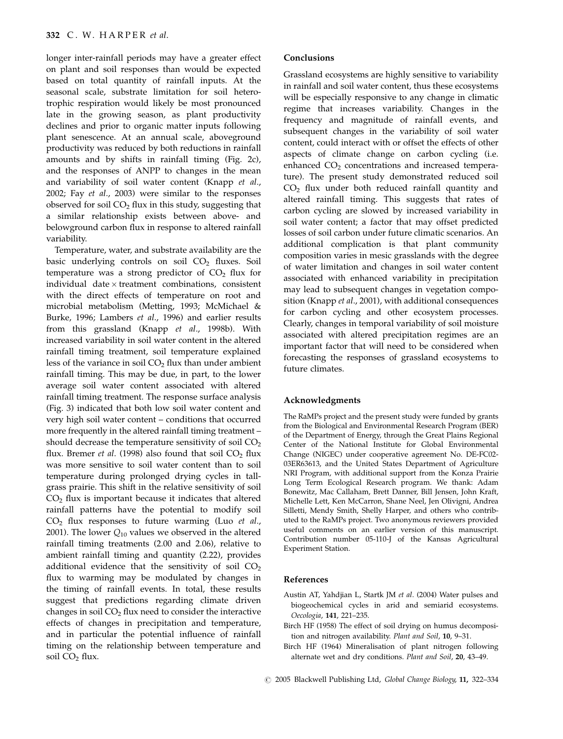longer inter-rainfall periods may have a greater effect on plant and soil responses than would be expected based on total quantity of rainfall inputs. At the seasonal scale, substrate limitation for soil heterotrophic respiration would likely be most pronounced late in the growing season, as plant productivity declines and prior to organic matter inputs following plant senescence. At an annual scale, aboveground productivity was reduced by both reductions in rainfall amounts and by shifts in rainfall timing (Fig. 2c), and the responses of ANPP to changes in the mean and variability of soil water content (Knapp *et al*., 2002; Fay *et al*., 2003) were similar to the responses observed for soil $CO_2$ flux in this study, suggesting that a similar relationship exists between above- and belowground carbon flux in response to altered rainfall variability.

Temperature, water, and substrate availability are the basic underlying controls on soil $CO_2$ fluxes. Soil temperature was a strong predictor of $CO_2$ flux for individual date × treatment combinations, consistent with the direct effects of temperature on root and microbial metabolism (Metting, 1993; McMichael & Burke, 1996; Lambers *et al*., 1996) and earlier results from this grassland (Knapp *et al*., 1998b). With increased variability in soil water content in the altered rainfall timing treatment, soil temperature explained less of the variance in soil $CO_2$ flux than under ambient rainfall timing. This may be due, in part, to the lower average soil water content associated with altered rainfall timing treatment. The response surface analysis (Fig. 3) indicated that both low soil water content and very high soil water content – conditions that occurred more frequently in the altered rainfall timing treatment – should decrease the temperature sensitivity of soil $CO_2$ flux. Bremer *et al*. (1998) also found that soil $CO_2$ flux was more sensitive to soil water content than to soil temperature during prolonged drying cycles in tallgrass prairie. This shift in the relative sensitivity of soil $CO_2$ flux is important because it indicates that altered rainfall patterns have the potential to modify soil $CO_2$ flux responses to future warming (Luo *et al*., 2001). The lower $Q_{10}$ values we observed in the altered rainfall timing treatments (2.00 and 2.06), relative to ambient rainfall timing and quantity (2.22), provides additional evidence that the sensitivity of soil $CO_2$ flux to warming may be modulated by changes in the timing of rainfall events. In total, these results suggest that predictions regarding climate driven changes in soil $CO_2$ flux need to consider the interactive effects of changes in precipitation and temperature, and in particular the potential influence of rainfall timing on the relationship between temperature and soil $CO_2$ flux.

## Conclusions

Grassland ecosystems are highly sensitive to variability in rainfall and soil water content, thus these ecosystems will be especially responsive to any change in climatic regime that increases variability. Changes in the frequency and magnitude of rainfall events, and subsequent changes in the variability of soil water content, could interact with or offset the effects of other aspects of climate change on carbon cycling (i.e. enhanced $CO_2$ concentrations and increased temperature). The present study demonstrated reduced soil $CO_2$ flux under both reduced rainfall quantity and altered rainfall timing. This suggests that rates of carbon cycling are slowed by increased variability in soil water content; a factor that may offset predicted losses of soil carbon under future climatic scenarios. An additional complication is that plant community composition varies in mesic grasslands with the degree of water limitation and changes in soil water content associated with enhanced variability in precipitation may lead to subsequent changes in vegetation composition (Knapp *et al*., 2001), with additional consequences for carbon cycling and other ecosystem processes. Clearly, changes in temporal variability of soil moisture associated with altered precipitation regimes are an important factor that will need to be considered when forecasting the responses of grassland ecosystems to future climates.

## Acknowledgments

The RaMPs project and the present study were funded by grants from the Biological and Environmental Research Program (BER) of the Department of Energy, through the Great Plains Regional Center of the National Institute for Global Environmental Change (NIGEC) under cooperative agreement No. DE-FC02-03ER63613, and the United States Department of Agriculture NRI Program, with additional support from the Konza Prairie Long Term Ecological Research program. We thank: Adam Bonewitz, Mac Callaham, Brett Danner, Bill Jensen, John Kraft, Michelle Lett, Ken McCarron, Shane Neel, Jen Olivigni, Andrea Silletti, Mendy Smith, Shelly Harper, and others who contributed to the RaMPs project. Two anonymous reviewers provided useful comments on an earlier version of this manuscript. Contribution number 05-110-J of the Kansas Agricultural Experiment Station.

## References

Austin AT, Yahdjian L, Startk JM *et al*. (2004) Water pulses and biogeochemical cycles in arid and semiarid ecosystems. *Oecologia*, **141**, 221–235.

Birch HF (1958) The effect of soil drying on humus decomposition and nitrogen availability. *Plant and Soil*, **10**, 9–31.

Birch HF (1964) Mineralisation of plant nitrogen following alternate wet and dry conditions. *Plant and Soil*, **20**, 43–49.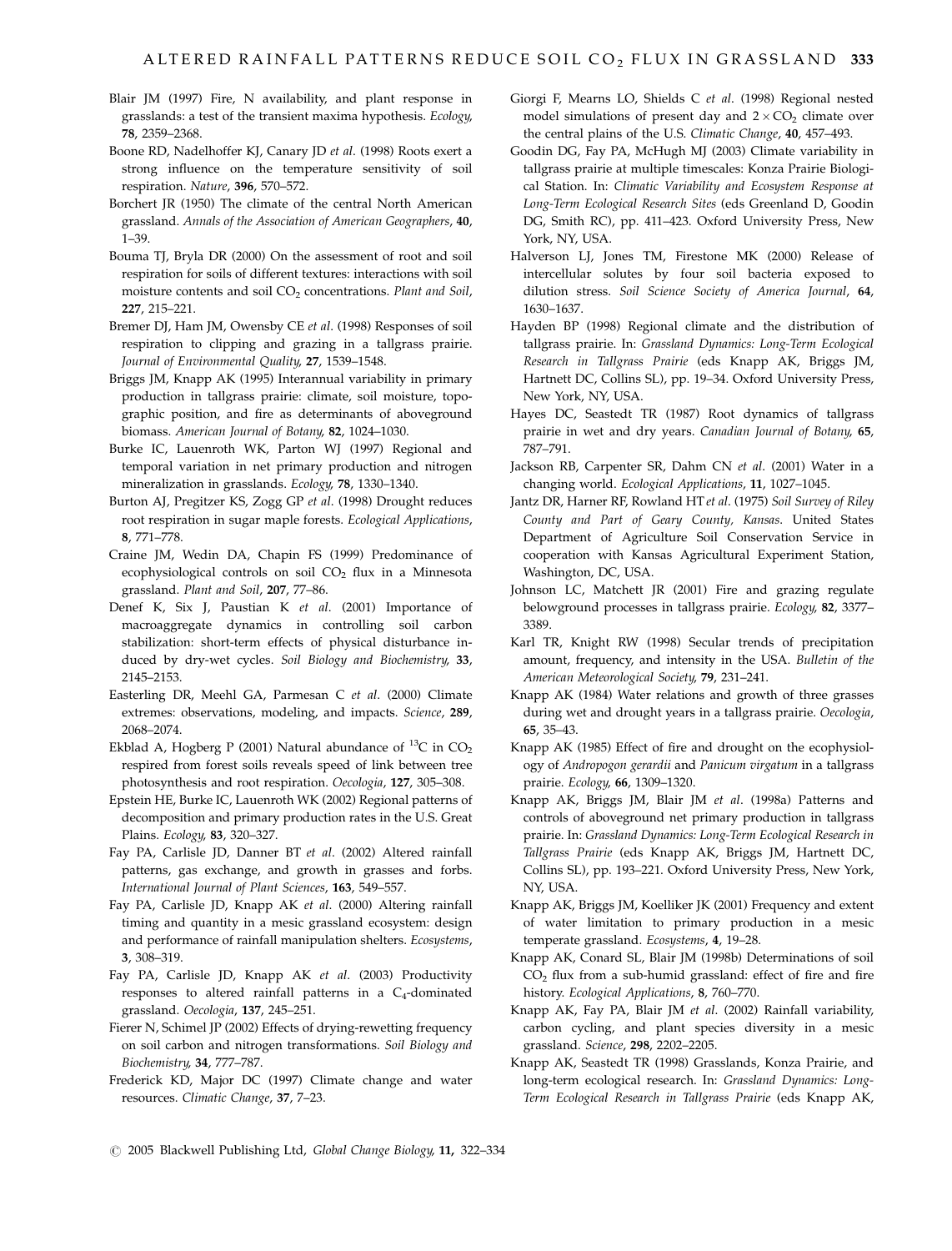Blair JM (1997) Fire, N availability, and plant response in grasslands: a test of the transient maxima hypothesis. *Ecology*, **78**, 2359–2368.

Boone RD, Nadelhoffer KJ, Canary JD *et al*. (1998) Roots exert a strong influence on the temperature sensitivity of soil respiration. *Nature*, **396**, 570–572.

Borchert JR (1950) The climate of the central North American grassland. *Annals of the Association of American Geographers*, **40**, 1–39.

Bouma TJ, Bryla DR (2000) On the assessment of root and soil respiration for soils of different textures: interactions with soil moisture contents and soil $CO_2$ concentrations. *Plant and Soil*, **227**, 215–221.

Bremer DJ, Ham JM, Owensby CE *et al*. (1998) Responses of soil respiration to clipping and grazing in a tallgrass prairie. *Journal of Environmental Quality*, **27**, 1539–1548.

Briggs JM, Knapp AK (1995) Interannual variability in primary production in tallgrass prairie: climate, soil moisture, topographic position, and fire as determinants of aboveground biomass. *American Journal of Botany*, **82**, 1024–1030.

Burke IC, Lauenroth WK, Parton WJ (1997) Regional and temporal variation in net primary production and nitrogen mineralization in grasslands. *Ecology*, **78**, 1330–1340.

Burton AJ, Pregitzer KS, Zogg GP *et al*. (1998) Drought reduces root respiration in sugar maple forests. *Ecological Applications*, **8**, 771–778.

Craine JM, Wedin DA, Chapin FS (1999) Predominance of ecophysiological controls on soil $CO_2$ flux in a Minnesota grassland. *Plant and Soil*, **207**, 77–86.

Denef K, Six J, Paustian K *et al*. (2001) Importance of macroaggregate dynamics in controlling soil carbon stabilization: short-term effects of physical disturbance induced by dry-wet cycles. *Soil Biology and Biochemistry*, **33**, 2145–2153.

Easterling DR, Meehl GA, Parmesan C *et al*. (2000) Climate extremes: observations, modeling, and impacts. *Science*, **289**, 2068–2074.

Ekblad A, Hogberg P (2001) Natural abundance of $^{13}C$ in $CO_2$ respired from forest soils reveals speed of link between tree photosynthesis and root respiration. *Oecologia*, **127**, 305–308.

Epstein HE, Burke IC, Lauenroth WK (2002) Regional patterns of decomposition and primary production rates in the U.S. Great Plains. *Ecology*, **83**, 320–327.

Fay PA, Carlisle JD, Danner BT *et al*. (2002) Altered rainfall patterns, gas exchange, and growth in grasses and forbs. *International Journal of Plant Sciences*, **163**, 549–557.

Fay PA, Carlisle JD, Knapp AK *et al*. (2000) Altering rainfall timing and quantity in a mesic grassland ecosystem: design and performance of rainfall manipulation shelters. *Ecosystems*, **3**, 308–319.

Fay PA, Carlisle JD, Knapp AK *et al*. (2003) Productivity responses to altered rainfall patterns in a $C_4$-dominated grassland. *Oecologia*, **137**, 245–251.

Fierer N, Schimel JP (2002) Effects of drying-rewetting frequency on soil carbon and nitrogen transformations. *Soil Biology and Biochemistry*, **34**, 777–787.

Frederick KD, Major DC (1997) Climate change and water resources. *Climatic Change*, **37**, 7–23.

Giorgi F, Mearns LO, Shields C *et al*. (1998) Regional nested model simulations of present day and $2 \times CO_2$ climate over the central plains of the U.S. *Climatic Change*, **40**, 457–493.

Goodin DG, Fay PA, McHugh MJ (2003) Climate variability in tallgrass prairie at multiple timescales: Konza Prairie Biological Station. In: *Climatic Variability and Ecosystem Response at Long-Term Ecological Research Sites* (eds Greenland D, Goodin DG, Smith RC), pp. 411–423. Oxford University Press, New York, NY, USA.

Halverson LJ, Jones TM, Firestone MK (2000) Release of intercellular solutes by four soil bacteria exposed to dilution stress. *Soil Science Society of America Journal*, **64**, 1630–1637.

Hayden BP (1998) Regional climate and the distribution of tallgrass prairie. In: *Grassland Dynamics: Long-Term Ecological Research in Tallgrass Prairie* (eds Knapp AK, Briggs JM, Hartnett DC, Collins SL), pp. 19–34. Oxford University Press, New York, NY, USA.

Hayes DC, Seastedt TR (1987) Root dynamics of tallgrass prairie in wet and dry years. *Canadian Journal of Botany*, **65**, 787–791.

Jackson RB, Carpenter SR, Dahm CN *et al*. (2001) Water in a changing world. *Ecological Applications*, **11**, 1027–1045.

Jantz DR, Harner RF, Rowland HT *et al*. (1975) *Soil Survey of Riley County and Part of Geary County, Kansas*. United States Department of Agriculture Soil Conservation Service in cooperation with Kansas Agricultural Experiment Station, Washington, DC, USA.

Johnson LC, Matchett JR (2001) Fire and grazing regulate belowground processes in tallgrass prairie. *Ecology*, **82**, 3377–3389.

Karl TR, Knight RW (1998) Secular trends of precipitation amount, frequency, and intensity in the USA. *Bulletin of the American Meteorological Society*, **79**, 231–241.

Knapp AK (1984) Water relations and growth of three grasses during wet and drought years in a tallgrass prairie. *Oecologia*, **65**, 35–43.

Knapp AK (1985) Effect of fire and drought on the ecophysiology of *Andropogon gerardii* and *Panicum virgatum* in a tallgrass prairie. *Ecology*, **66**, 1309–1320.

Knapp AK, Briggs JM, Blair JM *et al*. (1998a) Patterns and controls of aboveground net primary production in tallgrass prairie. In: *Grassland Dynamics: Long-Term Ecological Research in Tallgrass Prairie* (eds Knapp AK, Briggs JM, Hartnett DC, Collins SL), pp. 193–221. Oxford University Press, New York, NY, USA.

Knapp AK, Briggs JM, Koelliker JK (2001) Frequency and extent of water limitation to primary production in a mesic temperate grassland. *Ecosystems*, **4**, 19–28.

Knapp AK, Conard SL, Blair JM (1998b) Determinations of soil $CO_2$ flux from a sub-humid grassland: effect of fire and fire history. *Ecological Applications*, **8**, 760–770.

Knapp AK, Fay PA, Blair JM *et al*. (2002) Rainfall variability, carbon cycling, and plant species diversity in a mesic grassland. *Science*, **298**, 2202–2205.

Knapp AK, Seastedt TR (1998) Grasslands, Konza Prairie, and long-term ecological research. In: *Grassland Dynamics: Long-Term Ecological Research in Tallgrass Prairie* (eds Knapp AK,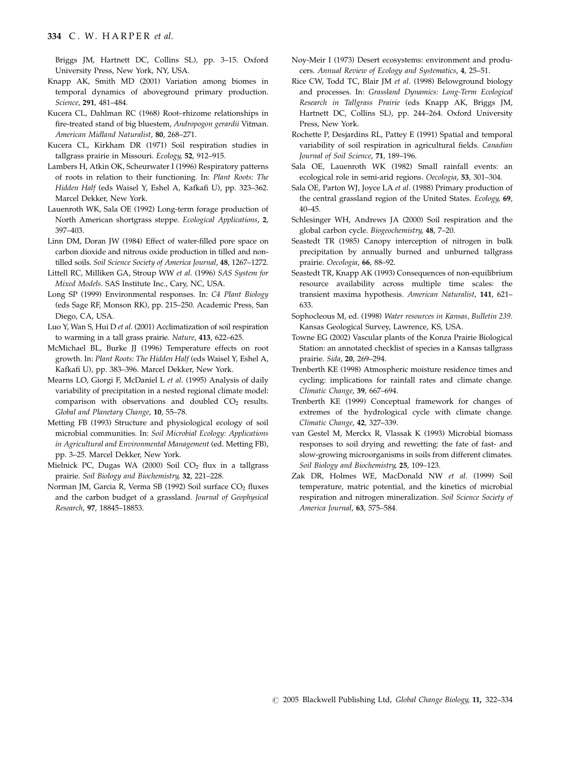Briggs JM, Hartnett DC, Collins SL), pp. 3–15. Oxford University Press, New York, NY, USA.

Knapp AK, Smith MD (2001) Variation among biomes in temporal dynamics of aboveground primary production. *Science*, **291**, 481–484.

Kucera CL, Dahlman RC (1968) Root–rhizome relationships in fire-treated stand of big bluestem, *Andropogon gerardii* Vitman. *American Midland Naturalist*, **80**, 268–271.

Kucera CL, Kirkham DR (1971) Soil respiration studies in tallgrass prairie in Missouri. *Ecology*, **52**, 912–915.

Lambers H, Atkin OK, Scheurwater I (1996) Respiratory patterns of roots in relation to their functioning. In: *Plant Roots: The Hidden Half* (eds Waisel Y, Eshel A, Kafkafi U), pp. 323–362. Marcel Dekker, New York.

Lauenroth WK, Sala OE (1992) Long-term forage production of North American shortgrass steppe. *Ecological Applications*, **2**, 397–403.

Linn DM, Doran JW (1984) Effect of water-filled pore space on carbon dioxide and nitrous oxide production in tilled and non-tilled soils. *Soil Science Society of America Journal*, **48**, 1267–1272.

Littell RC, Milliken GA, Stroup WW *et al.* (1996) *SAS System for Mixed Models*. SAS Institute Inc., Cary, NC, USA.

Long SP (1999) Environmental responses. In: *C4 Plant Biology* (eds Sage RF, Monson RK), pp. 215–250. Academic Press, San Diego, CA, USA.

Luo Y, Wan S, Hui D *et al.* (2001) Acclimatization of soil respiration to warming in a tall grass prairie. *Nature*, **413**, 622–625.

McMichael BL, Burke JJ (1996) Temperature effects on root growth. In: *Plant Roots: The Hidden Half* (eds Waisel Y, Eshel A, Kafkafi U), pp. 383–396. Marcel Dekker, New York.

Mearns LO, Giorgi F, McDaniel L *et al.* (1995) Analysis of daily variability of precipitation in a nested regional climate model: comparison with observations and doubled $CO_2$ results. *Global and Planetary Change*, **10**, 55–78.

Metting FB (1993) Structure and physiological ecology of soil microbial communities. In: *Soil Microbial Ecology: Applications in Agricultural and Environmental Management* (ed. Metting FB), pp. 3–25. Marcel Dekker, New York.

Mielnick PC, Dugas WA (2000) Soil $CO_2$ flux in a tallgrass prairie. *Soil Biology and Biochemistry*, **32**, 221–228.

Norman JM, Garcia R, Verma SB (1992) Soil surface $CO_2$ fluxes and the carbon budget of a grassland. *Journal of Geophysical Research*, **97**, 18845–18853.

Noy-Meir I (1973) Desert ecosystems: environment and producers. *Annual Review of Ecology and Systematics*, **4**, 25–51.

Rice CW, Todd TC, Blair JM *et al.* (1998) Belowground biology and processes. In: *Grassland Dynamics: Long-Term Ecological Research in Tallgrass Prairie* (eds Knapp AK, Briggs JM, Hartnett DC, Collins SL), pp. 244–264. Oxford University Press, New York.

Rochette P, Desjardins RL, Pattey E (1991) Spatial and temporal variability of soil respiration in agricultural fields. *Canadian Journal of Soil Science*, **71**, 189–196.

Sala OE, Lauenroth WK (1982) Small rainfall events: an ecological role in semi-arid regions. *Oecologia*, **53**, 301–304.

Sala OE, Parton WJ, Joyce LA *et al.* (1988) Primary production of the central grassland region of the United States. *Ecology*, **69**, 40–45.

Schlesinger WH, Andrews JA (2000) Soil respiration and the global carbon cycle. *Biogeochemistry*, **48**, 7–20.

Seastedt TR (1985) Canopy interception of nitrogen in bulk precipitation by annually burned and unburned tallgrass prairie. *Oecologia*, **66**, 88–92.

Seastedt TR, Knapp AK (1993) Consequences of non-equilibrium resource availability across multiple time scales: the transient maxima hypothesis. *American Naturalist*, **141**, 621–633.

Sophocleous M, ed. (1998) *Water resources in Kansas, Bulletin 239*. Kansas Geological Survey, Lawrence, KS, USA.

Towne EG (2002) Vascular plants of the Konza Prairie Biological Station: an annotated checklist of species in a Kansas tallgrass prairie. *Sida*, **20**, 269–294.

Trenberth KE (1998) Atmospheric moisture residence times and cycling: implications for rainfall rates and climate change. *Climatic Change*, **39**, 667–694.

Trenberth KE (1999) Conceptual framework for changes of extremes of the hydrological cycle with climate change. *Climatic Change*, **42**, 327–339.

van Gestel M, Merckx R, Vlassak K (1993) Microbial biomass responses to soil drying and rewetting: the fate of fast- and slow-growing microorganisms in soils from different climates. *Soil Biology and Biochemistry*, **25**, 109–123.

Zak DR, Holmes WE, MacDonald NW *et al.* (1999) Soil temperature, matric potential, and the kinetics of microbial respiration and nitrogen mineralization. *Soil Science Society of America Journal*, **63**, 575–584.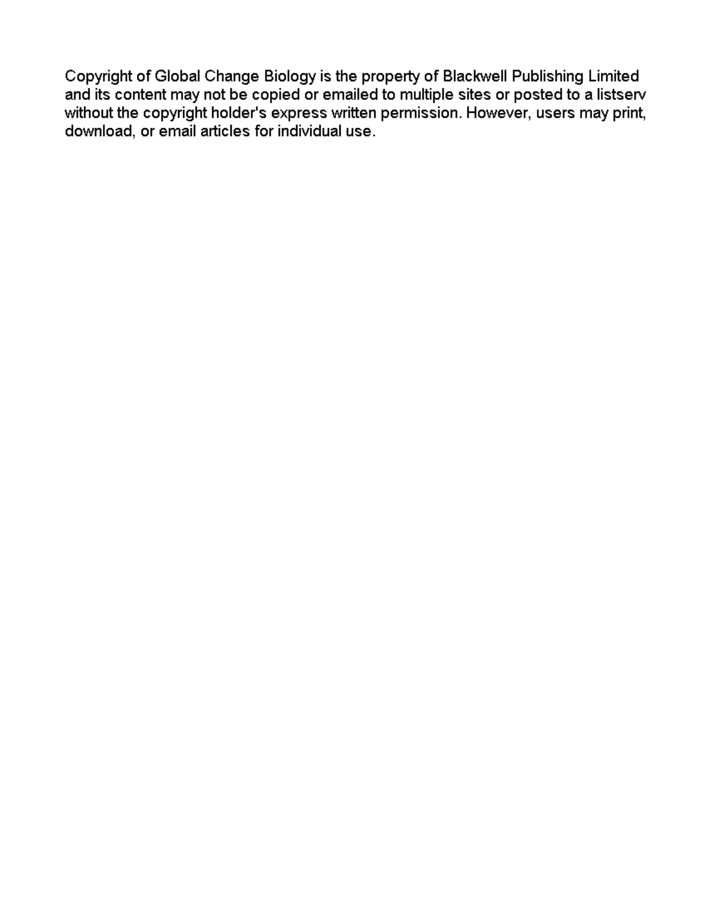Copyright of Global Change Biology is the property of Blackwell Publishing Limited and its content may not be copied or emailed to multiple sites or posted to a listserv without the copyright holder's express written permission. However, users may print, download, or email articles for individual use.